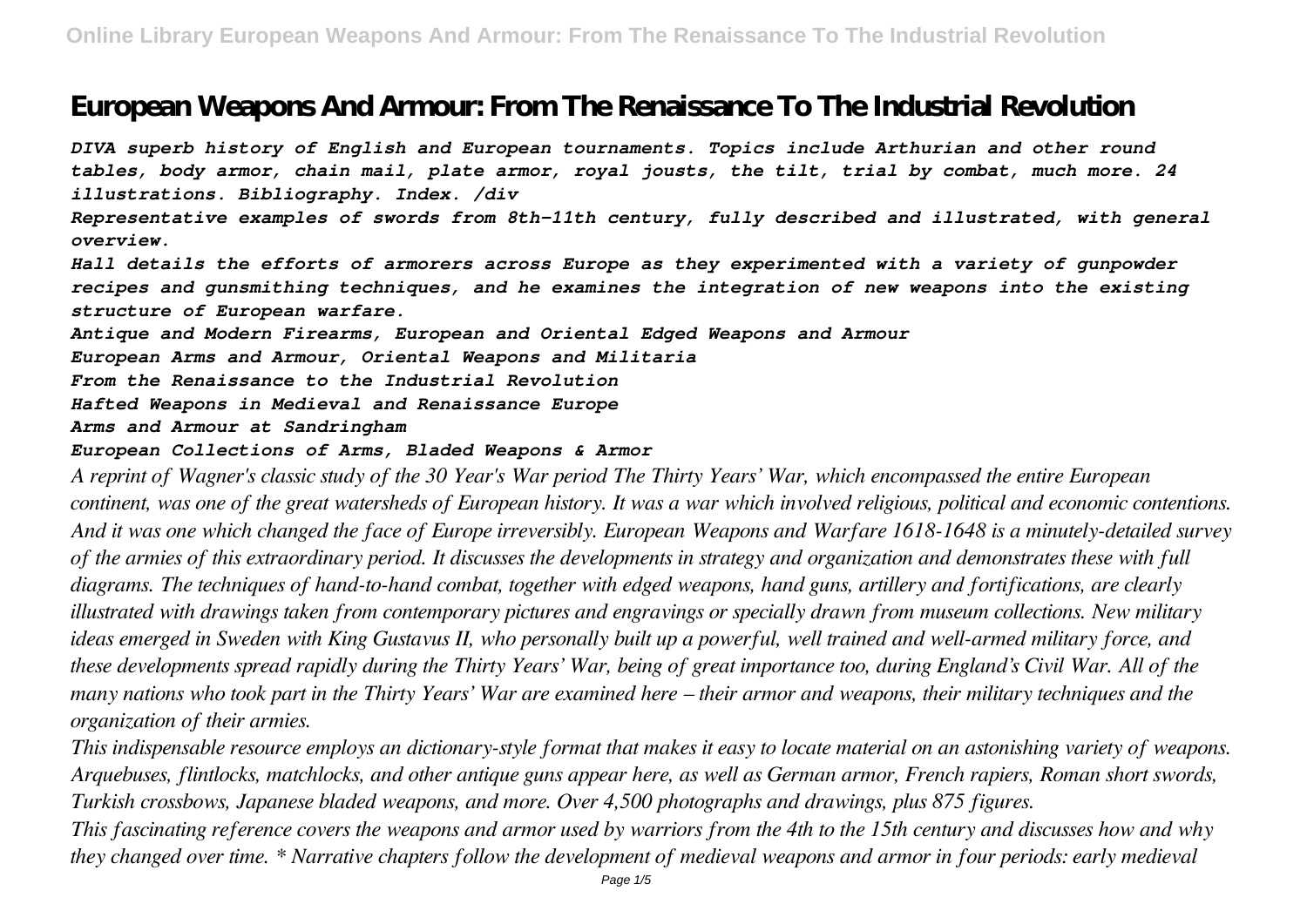# European Weapons And Armour: From The Renaissance To The Industrial Revolution

*DIVA superb history of English and European tournaments. Topics include Arthurian and other round tables, body armor, chain mail, plate armor, royal jousts, the tilt, trial by combat, much more. 24 illustrations. Bibliography. Index. /div*

*Representative examples of swords from 8th–11th century, fully described and illustrated, with general overview.*

*Hall details the efforts of armorers across Europe as they experimented with a variety of gunpowder recipes and gunsmithing techniques, and he examines the integration of new weapons into the existing structure of European warfare.*

*Antique and Modern Firearms, European and Oriental Edged Weapons and Armour*

*European Arms and Armour, Oriental Weapons and Militaria*

*From the Renaissance to the Industrial Revolution*

*Hafted Weapons in Medieval and Renaissance Europe*

*Arms and Armour at Sandringham*

*European Collections of Arms, Bladed Weapons & Armor*

*A reprint of Wagner's classic study of the 30 Year's War period The Thirty Years' War, which encompassed the entire European continent, was one of the great watersheds of European history. It was a war which involved religious, political and economic contentions. And it was one which changed the face of Europe irreversibly. European Weapons and Warfare 1618-1648 is a minutely-detailed survey of the armies of this extraordinary period. It discusses the developments in strategy and organization and demonstrates these with full diagrams. The techniques of hand-to-hand combat, together with edged weapons, hand guns, artillery and fortifications, are clearly illustrated with drawings taken from contemporary pictures and engravings or specially drawn from museum collections. New military ideas emerged in Sweden with King Gustavus II, who personally built up a powerful, well trained and well-armed military force, and these developments spread rapidly during the Thirty Years' War, being of great importance too, during England's Civil War. All of the many nations who took part in the Thirty Years' War are examined here – their armor and weapons, their military techniques and the organization of their armies.*

*This indispensable resource employs an dictionary-style format that makes it easy to locate material on an astonishing variety of weapons. Arquebuses, flintlocks, matchlocks, and other antique guns appear here, as well as German armor, French rapiers, Roman short swords, Turkish crossbows, Japanese bladed weapons, and more. Over 4,500 photographs and drawings, plus 875 figures.*

*This fascinating reference covers the weapons and armor used by warriors from the 4th to the 15th century and discusses how and why they changed over time. * Narrative chapters follow the development of medieval weapons and armor in four periods: early medieval*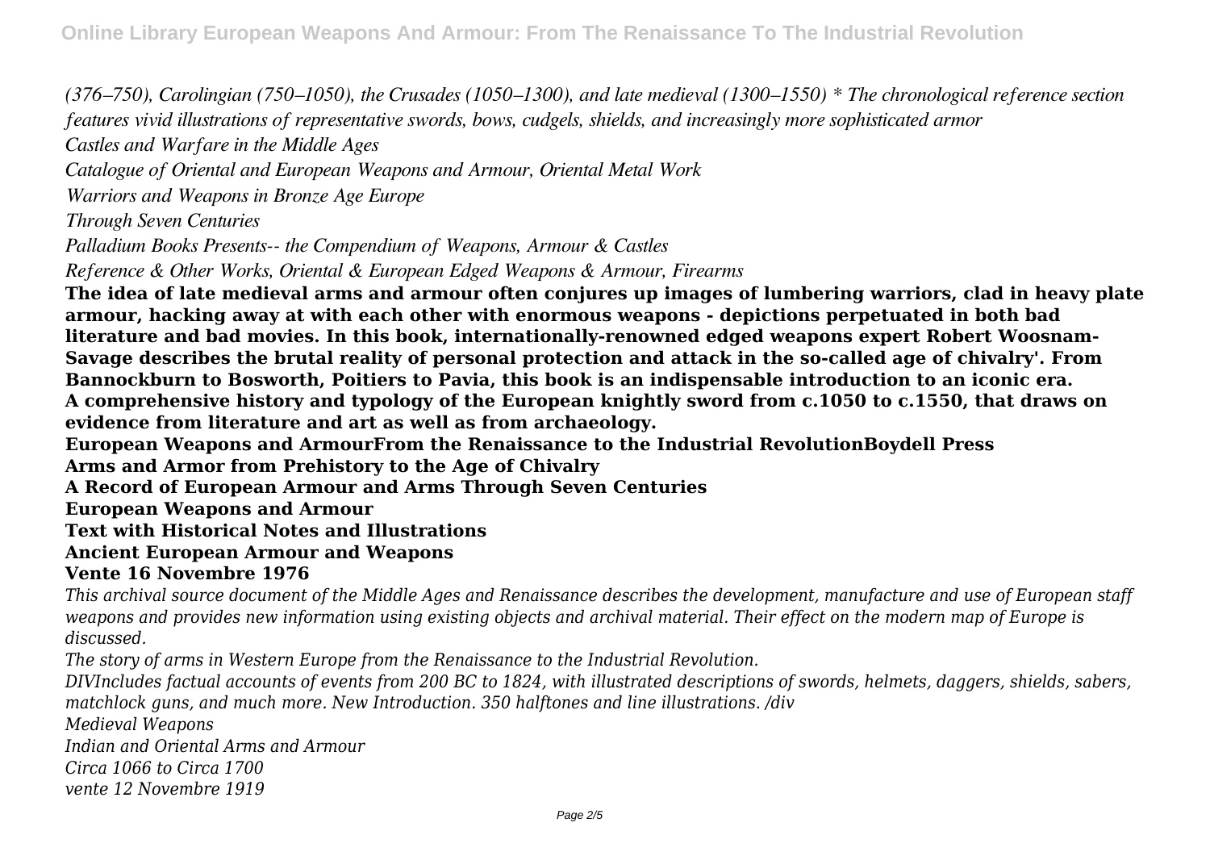*(376–750), Carolingian (750–1050), the Crusades (1050–1300), and late medieval (1300–1550) * The chronological reference section features vivid illustrations of representative swords, bows, cudgels, shields, and increasingly more sophisticated armor*

*Castles and Warfare in the Middle Ages*

*Catalogue of Oriental and European Weapons and Armour, Oriental Metal Work*

*Warriors and Weapons in Bronze Age Europe*

*Through Seven Centuries*

*Palladium Books Presents-- the Compendium of Weapons, Armour & Castles*

*Reference & Other Works, Oriental & European Edged Weapons & Armour, Firearms*

**The idea of late medieval arms and armour often conjures up images of lumbering warriors, clad in heavy plate armour, hacking away at with each other with enormous weapons - depictions perpetuated in both bad literature and bad movies. In this book, internationally-renowned edged weapons expert Robert Woosnam-Savage describes the brutal reality of personal protection and attack in the so-called age of chivalry'. From Bannockburn to Bosworth, Poitiers to Pavia, this book is an indispensable introduction to an iconic era.**

**A comprehensive history and typology of the European knightly sword from c.1050 to c.1550, that draws on evidence from literature and art as well as from archaeology.**

**European Weapons and ArmourFrom the Renaissance to the Industrial RevolutionBoydell Press**

**Arms and Armor from Prehistory to the Age of Chivalry**

**A Record of European Armour and Arms Through Seven Centuries**

**European Weapons and Armour**

**Text with Historical Notes and Illustrations**

**Ancient European Armour and Weapons**

**Vente 16 Novembre 1976**

*This archival source document of the Middle Ages and Renaissance describes the development, manufacture and use of European staff weapons and provides new information using existing objects and archival material. Their effect on the modern map of Europe is discussed.*

*The story of arms in Western Europe from the Renaissance to the Industrial Revolution.*

*DIVIncludes factual accounts of events from 200 BC to 1824, with illustrated descriptions of swords, helmets, daggers, shields, sabers, matchlock guns, and much more. New Introduction. 350 halftones and line illustrations. /div*

*Medieval Weapons*

*Indian and Oriental Arms and Armour*

*Circa 1066 to Circa 1700*

*vente 12 Novembre 1919*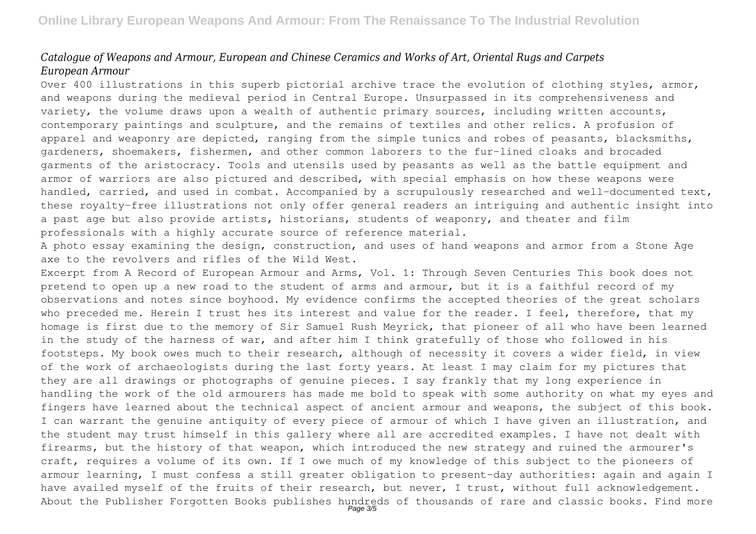*Catalogue of Weapons and Armour, European and Chinese Ceramics and Works of Art, Oriental Rugs and Carpets*
*European Armour*

Over 400 illustrations in this superb pictorial archive trace the evolution of clothing styles, armor, and weapons during the medieval period in Central Europe. Unsurpassed in its comprehensiveness and variety, the volume draws upon a wealth of authentic primary sources, including written accounts, contemporary paintings and sculpture, and the remains of textiles and other relics. A profusion of apparel and weaponry are depicted, ranging from the simple tunics and robes of peasants, blacksmiths, gardeners, shoemakers, fishermen, and other common laborers to the fur-lined cloaks and brocaded garments of the aristocracy. Tools and utensils used by peasants as well as the battle equipment and armor of warriors are also pictured and described, with special emphasis on how these weapons were handled, carried, and used in combat. Accompanied by a scrupulously researched and well-documented text, these royalty-free illustrations not only offer general readers an intriguing and authentic insight into a past age but also provide artists, historians, students of weaponry, and theater and film professionals with a highly accurate source of reference material.

A photo essay examining the design, construction, and uses of hand weapons and armor from a Stone Age axe to the revolvers and rifles of the Wild West.

Excerpt from A Record of European Armour and Arms, Vol. 1: Through Seven Centuries This book does not pretend to open up a new road to the student of arms and armour, but it is a faithful record of my observations and notes since boyhood. My evidence confirms the accepted theories of the great scholars who preceded me. Herein I trust hes its interest and value for the reader. I feel, therefore, that my homage is first due to the memory of Sir Samuel Rush Meyrick, that pioneer of all who have been learned in the study of the harness of war, and after him I think gratefully of those who followed in his footsteps. My book owes much to their research, although of necessity it covers a wider field, in view of the work of archaeologists during the last forty years. At least I may claim for my pictures that they are all drawings or photographs of genuine pieces. I say frankly that my long experience in handling the work of the old armourers has made me bold to speak with some authority on what my eyes and fingers have learned about the technical aspect of ancient armour and weapons, the subject of this book. I can warrant the genuine antiquity of every piece of armour of which I have given an illustration, and the student may trust himself in this gallery where all are accredited examples. I have not dealt with firearms, but the history of that weapon, which introduced the new strategy and ruined the armourer's craft, requires a volume of its own. If I owe much of my knowledge of this subject to the pioneers of armour learning, I must confess a still greater obligation to present-day authorities: again and again I have availed myself of the fruits of their research, but never, I trust, without full acknowledgement. About the Publisher Forgotten Books publishes hundreds of thousands of rare and classic books. Find more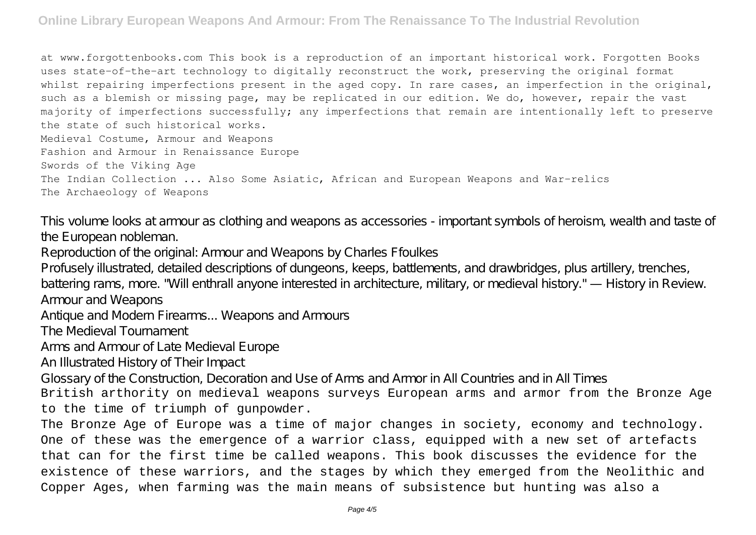at www.forgottenbooks.com This book is a reproduction of an important historical work. Forgotten Books uses state-of-the-art technology to digitally reconstruct the work, preserving the original format whilst repairing imperfections present in the aged copy. In rare cases, an imperfection in the original, such as a blemish or missing page, may be replicated in our edition. We do, however, repair the vast majority of imperfections successfully; any imperfections that remain are intentionally left to preserve the state of such historical works.

Medieval Costume, Armour and Weapons

Fashion and Armour in Renaissance Europe

Swords of the Viking Age

The Indian Collection ... Also Some Asiatic, African and European Weapons and War-relics

The Archaeology of Weapons

This volume looks at armour as clothing and weapons as accessories - important symbols of heroism, wealth and taste of the European nobleman.

Reproduction of the original: Armour and Weapons by Charles Ffoulkes

Profusely illustrated, detailed descriptions of dungeons, keeps, battlements, and drawbridges, plus artillery, trenches, battering rams, more. "Will enthrall anyone interested in architecture, military, or medieval history." — History in Review.

Armour and Weapons

Antique and Modern Firearms... Weapons and Armours

The Medieval Tournament

Arms and Armour of Late Medieval Europe

An Illustrated History of Their Impact

Glossary of the Construction, Decoration and Use of Arms and Armor in All Countries and in All Times

British arthority on medieval weapons surveys European arms and armor from the Bronze Age to the time of triumph of gunpowder.

The Bronze Age of Europe was a time of major changes in society, economy and technology. One of these was the emergence of a warrior class, equipped with a new set of artefacts that can for the first time be called weapons. This book discusses the evidence for the existence of these warriors, and the stages by which they emerged from the Neolithic and Copper Ages, when farming was the main means of subsistence but hunting was also a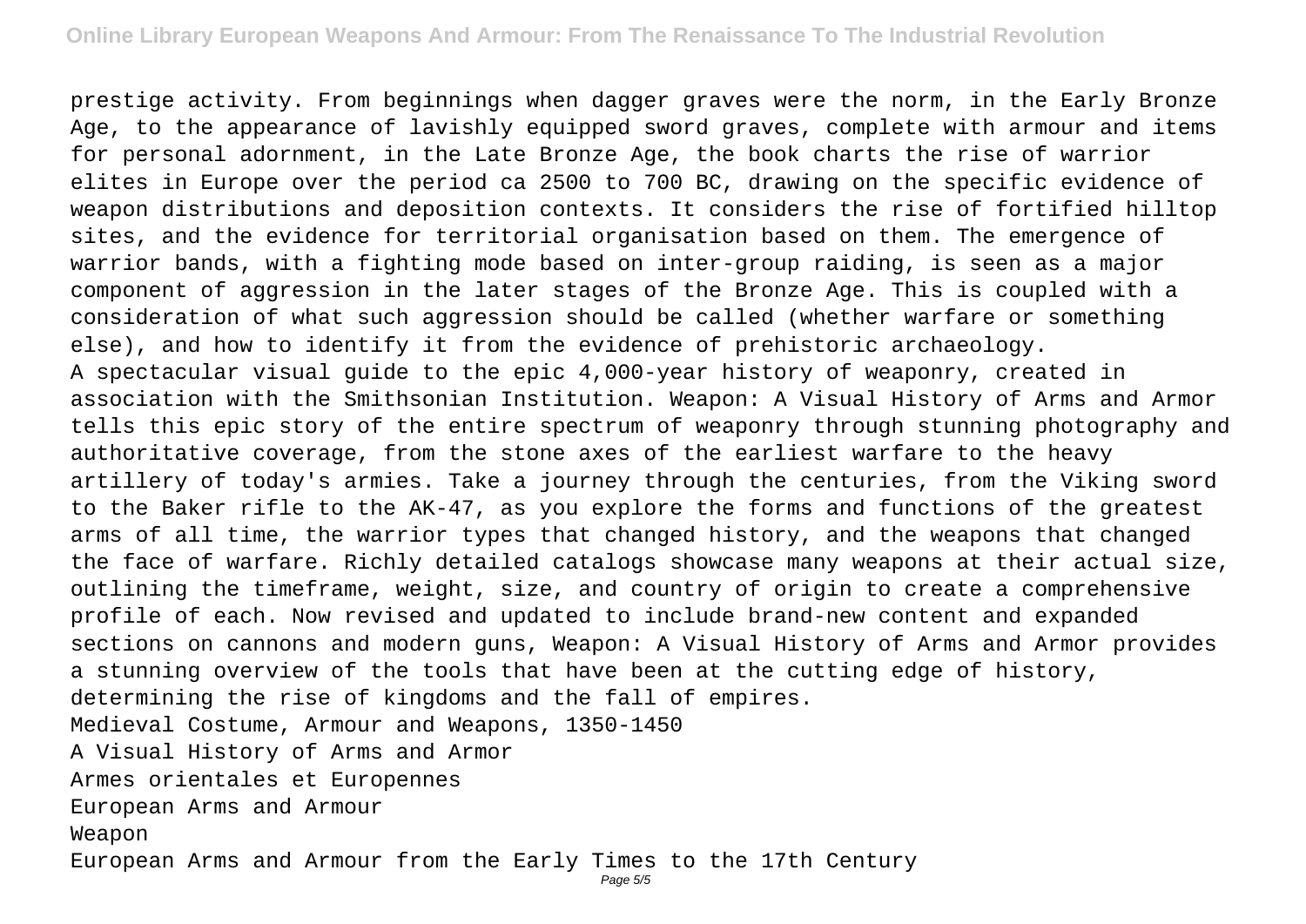prestige activity. From beginnings when dagger graves were the norm, in the Early Bronze Age, to the appearance of lavishly equipped sword graves, complete with armour and items for personal adornment, in the Late Bronze Age, the book charts the rise of warrior elites in Europe over the period ca 2500 to 700 BC, drawing on the specific evidence of weapon distributions and deposition contexts. It considers the rise of fortified hilltop sites, and the evidence for territorial organisation based on them. The emergence of warrior bands, with a fighting mode based on inter-group raiding, is seen as a major component of aggression in the later stages of the Bronze Age. This is coupled with a consideration of what such aggression should be called (whether warfare or something else), and how to identify it from the evidence of prehistoric archaeology.

A spectacular visual guide to the epic 4,000-year history of weaponry, created in association with the Smithsonian Institution. Weapon: A Visual History of Arms and Armor tells this epic story of the entire spectrum of weaponry through stunning photography and authoritative coverage, from the stone axes of the earliest warfare to the heavy artillery of today's armies. Take a journey through the centuries, from the Viking sword to the Baker rifle to the AK-47, as you explore the forms and functions of the greatest arms of all time, the warrior types that changed history, and the weapons that changed the face of warfare. Richly detailed catalogs showcase many weapons at their actual size, outlining the timeframe, weight, size, and country of origin to create a comprehensive profile of each. Now revised and updated to include brand-new content and expanded sections on cannons and modern guns, Weapon: A Visual History of Arms and Armor provides a stunning overview of the tools that have been at the cutting edge of history, determining the rise of kingdoms and the fall of empires.

Medieval Costume, Armour and Weapons, 1350-1450

A Visual History of Arms and Armor

Armes orientales et Europennes

European Arms and Armour

Weapon

European Arms and Armour from the Early Times to the 17th Century